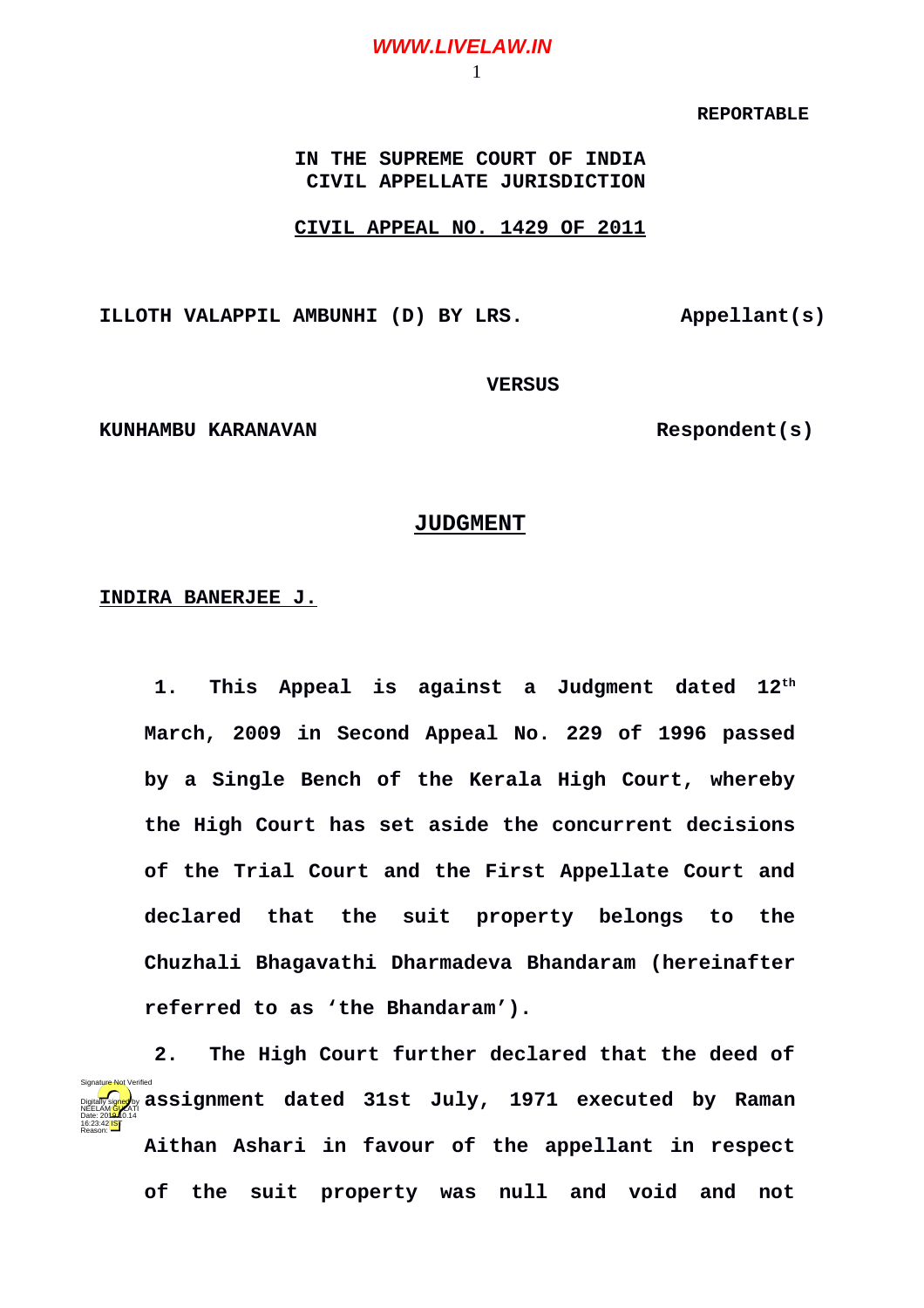**REPORTABLE**

**IN THE SUPREME COURT OF INDIA**
**CIVIL APPELLATE JURISDICTION**

**CIVIL APPEAL NO. 1429 OF 2011**

**ILLOTH VALAPPIL AMBUNHI (D) BY LRS.** **Appellant(s)**

**VERSUS**

**KUNHAMBU KARANAVAN** **Respondent(s)**

# JUDGMENT

**INDIRA BANERJEE J.**

**1.** This Appeal is against a Judgment dated 12th March, 2009 in Second Appeal No. 229 of 1996 passed by a Single Bench of the Kerala High Court, whereby the High Court has set aside the concurrent decisions of the Trial Court and the First Appellate Court and declared that the suit property belongs to the Chuzhali Bhagavathi Dharmadeva Bhandaram (hereinafter referred to as 'the Bhandaram').

**2.** The High Court further declared that the deed of assignment dated 31st July, 1971 executed by Raman Aithan Ashari in favour of the appellant in respect of the suit property was null and void and not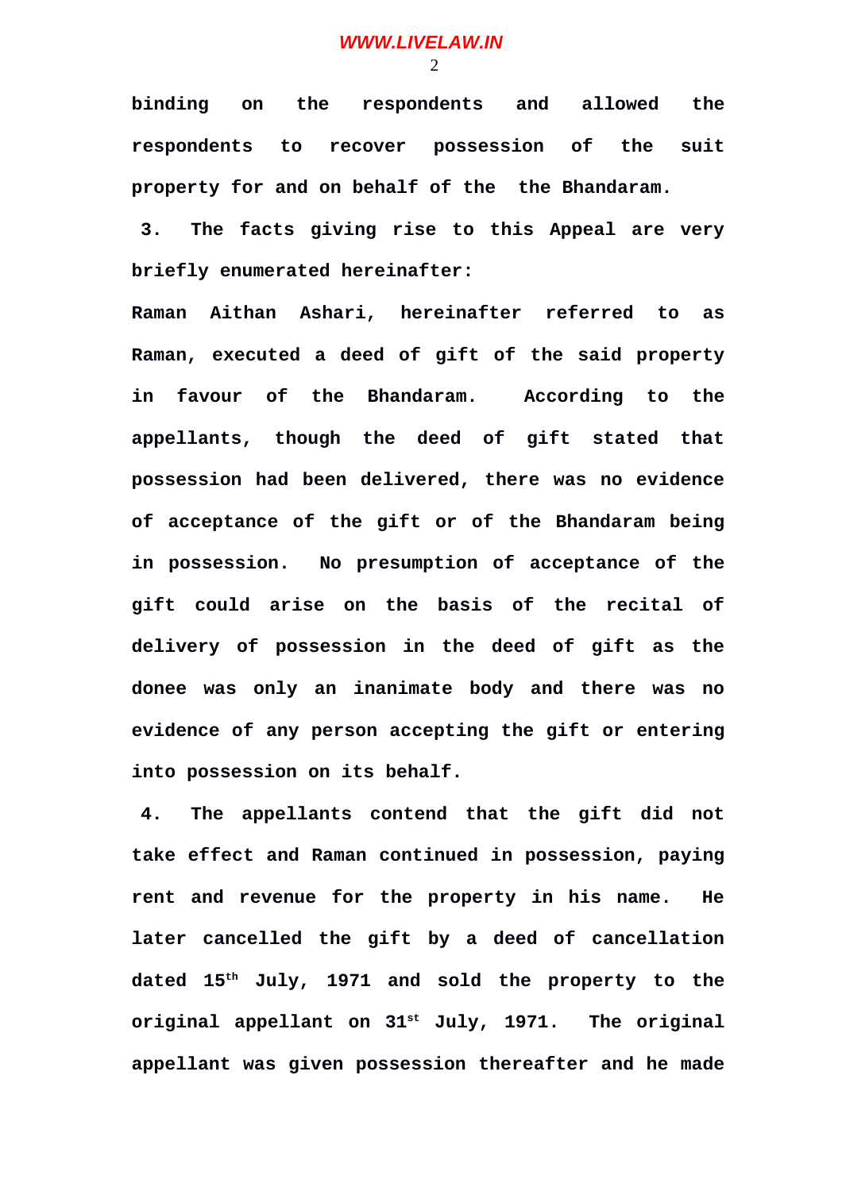**binding on the respondents and allowed the respondents to recover possession of the suit property for and on behalf of the the Bhandaram.**

**3. The facts giving rise to this Appeal are very briefly enumerated hereinafter:**

**Raman Aithan Ashari, hereinafter referred to as Raman, executed a deed of gift of the said property in favour of the Bhandaram. According to the appellants, though the deed of gift stated that possession had been delivered, there was no evidence of acceptance of the gift or of the Bhandaram being in possession. No presumption of acceptance of the gift could arise on the basis of the recital of delivery of possession in the deed of gift as the donee was only an inanimate body and there was no evidence of any person accepting the gift or entering into possession on its behalf.**

**4. The appellants contend that the gift did not take effect and Raman continued in possession, paying rent and revenue for the property in his name. He later cancelled the gift by a deed of cancellation dated 15th July, 1971 and sold the property to the original appellant on 31st July, 1971. The original appellant was given possession thereafter and he made**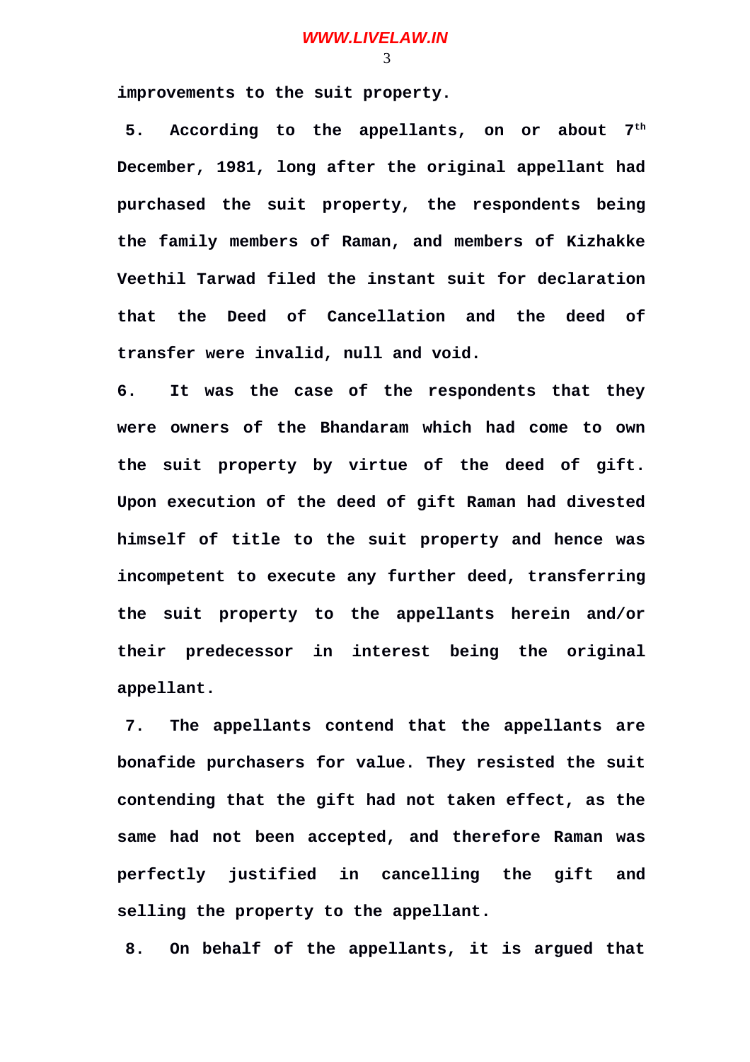**improvements to the suit property.**

**5. According to the appellants, on or about 7th December, 1981, long after the original appellant had purchased the suit property, the respondents being the family members of Raman, and members of Kizhakke Veethil Tarwad filed the instant suit for declaration that the Deed of Cancellation and the deed of transfer were invalid, null and void.**

**6. It was the case of the respondents that they were owners of the Bhandaram which had come to own the suit property by virtue of the deed of gift. Upon execution of the deed of gift Raman had divested himself of title to the suit property and hence was incompetent to execute any further deed, transferring the suit property to the appellants herein and/or their predecessor in interest being the original appellant.**

**7. The appellants contend that the appellants are bonafide purchasers for value. They resisted the suit contending that the gift had not taken effect, as the same had not been accepted, and therefore Raman was perfectly justified in cancelling the gift and selling the property to the appellant.**

**8. On behalf of the appellants, it is argued that**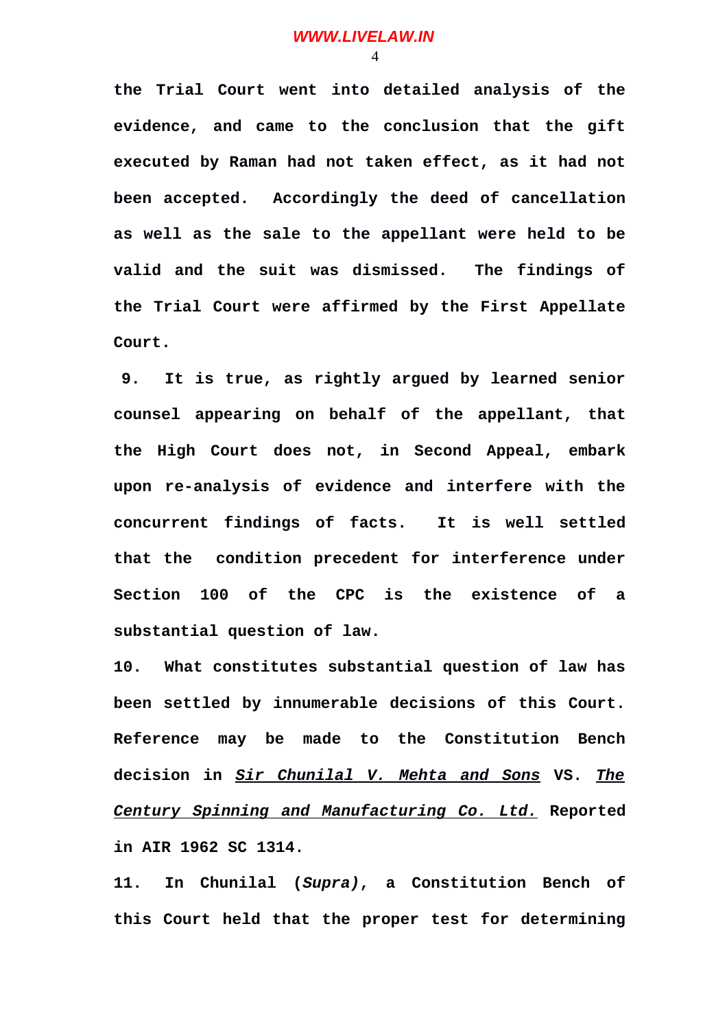**the Trial Court went into detailed analysis of the evidence, and came to the conclusion that the gift executed by Raman had not taken effect, as it had not been accepted. Accordingly the deed of cancellation as well as the sale to the appellant were held to be valid and the suit was dismissed. The findings of the Trial Court were affirmed by the First Appellate Court.**

**9. It is true, as rightly argued by learned senior counsel appearing on behalf of the appellant, that the High Court does not, in Second Appeal, embark upon re-analysis of evidence and interfere with the concurrent findings of facts. It is well settled that the condition precedent for interference under Section 100 of the CPC is the existence of a substantial question of law.**

**10. What constitutes substantial question of law has been settled by innumerable decisions of this Court. Reference may be made to the Constitution Bench decision in *Sir Chunilal V. Mehta and Sons* VS. *The Century Spinning and Manufacturing Co. Ltd.* Reported in AIR 1962 SC 1314.**

**11. In Chunilal (*Supra*), a Constitution Bench of this Court held that the proper test for determining**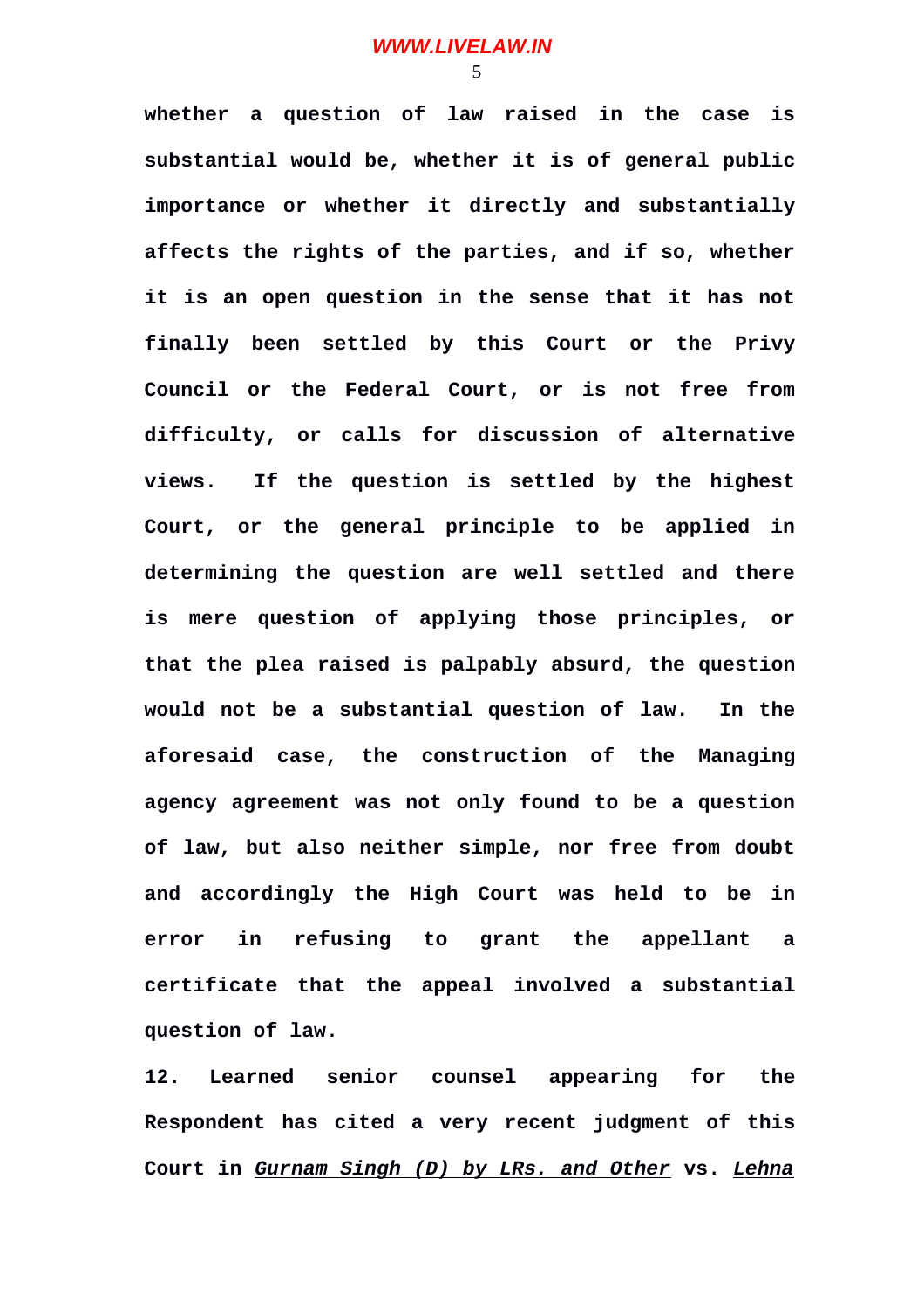**whether a question of law raised in the case is substantial would be, whether it is of general public importance or whether it directly and substantially affects the rights of the parties, and if so, whether it is an open question in the sense that it has not finally been settled by this Court or the Privy Council or the Federal Court, or is not free from difficulty, or calls for discussion of alternative views. If the question is settled by the highest Court, or the general principle to be applied in determining the question are well settled and there is mere question of applying those principles, or that the plea raised is palpably absurd, the question would not be a substantial question of law. In the aforesaid case, the construction of the Managing agency agreement was not only found to be a question of law, but also neither simple, nor free from doubt and accordingly the High Court was held to be in error in refusing to grant the appellant a certificate that the appeal involved a substantial question of law.**

**12. Learned senior counsel appearing for the Respondent has cited a very recent judgment of this Court in _Gurnam Singh (D) by LRs. and Other_ vs. _Lehna_**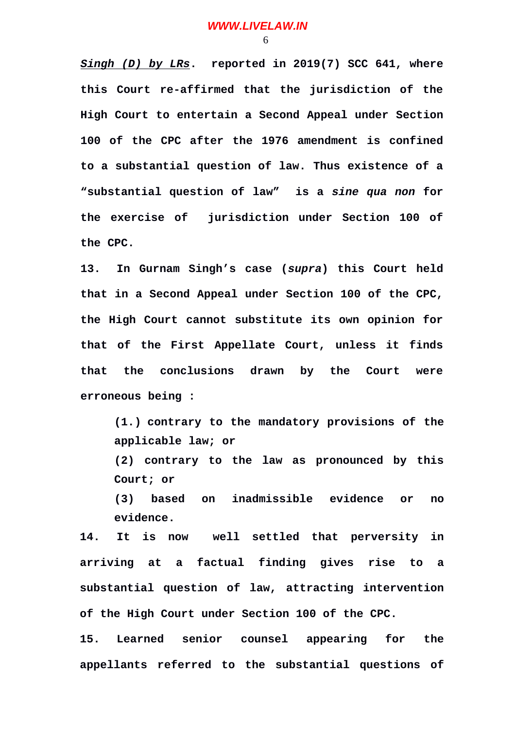***Singh (D) by LRs*****. reported in 2019(7) SCC 641, where this Court re-affirmed that the jurisdiction of the High Court to entertain a Second Appeal under Section 100 of the CPC after the 1976 amendment is confined to a substantial question of law. Thus existence of a "substantial question of law" is a *sine qua non* for the exercise of jurisdiction under Section 100 of the CPC.**

**13. In Gurnam Singh's case (*supra*) this Court held that in a Second Appeal under Section 100 of the CPC, the High Court cannot substitute its own opinion for that of the First Appellate Court, unless it finds that the conclusions drawn by the Court were erroneous being :**

> **(1.) contrary to the mandatory provisions of the applicable law; or**
>
> **(2) contrary to the law as pronounced by this Court; or**
>
> **(3) based on inadmissible evidence or no evidence.**

**14. It is now well settled that perversity in arriving at a factual finding gives rise to a substantial question of law, attracting intervention of the High Court under Section 100 of the CPC.**

**15. Learned senior counsel appearing for the appellants referred to the substantial questions of**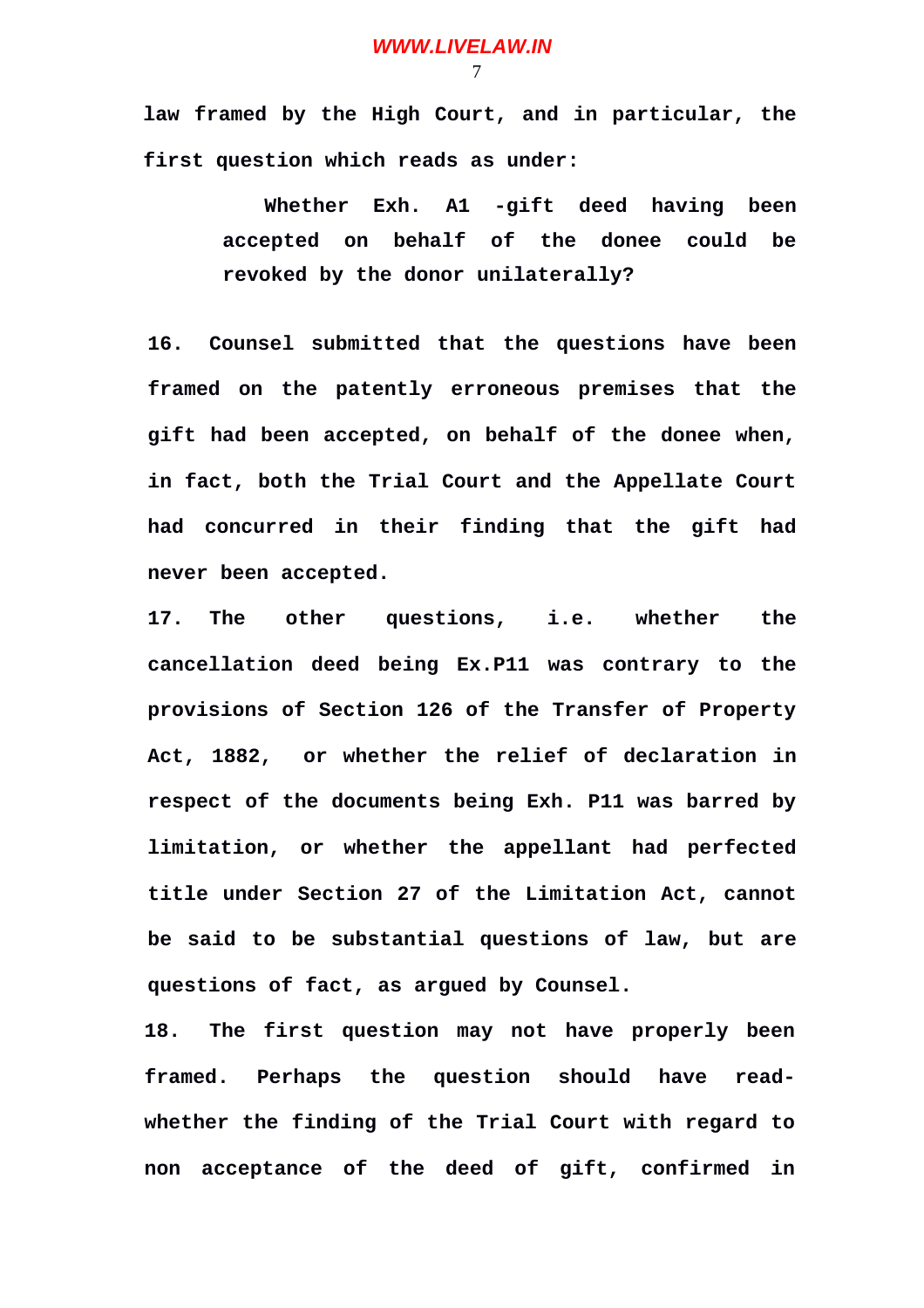**law framed by the High Court, and in particular, the first question which reads as under:**

> **Whether Exh. A1 -gift deed having been accepted on behalf of the donee could be revoked by the donor unilaterally?**

**16. Counsel submitted that the questions have been framed on the patently erroneous premises that the gift had been accepted, on behalf of the donee when, in fact, both the Trial Court and the Appellate Court had concurred in their finding that the gift had never been accepted.**

**17. The other questions, i.e. whether the cancellation deed being Ex.P11 was contrary to the provisions of Section 126 of the Transfer of Property Act, 1882, or whether the relief of declaration in respect of the documents being Exh. P11 was barred by limitation, or whether the appellant had perfected title under Section 27 of the Limitation Act, cannot be said to be substantial questions of law, but are questions of fact, as argued by Counsel.**

**18. The first question may not have properly been framed. Perhaps the question should have read- whether the finding of the Trial Court with regard to non acceptance of the deed of gift, confirmed in**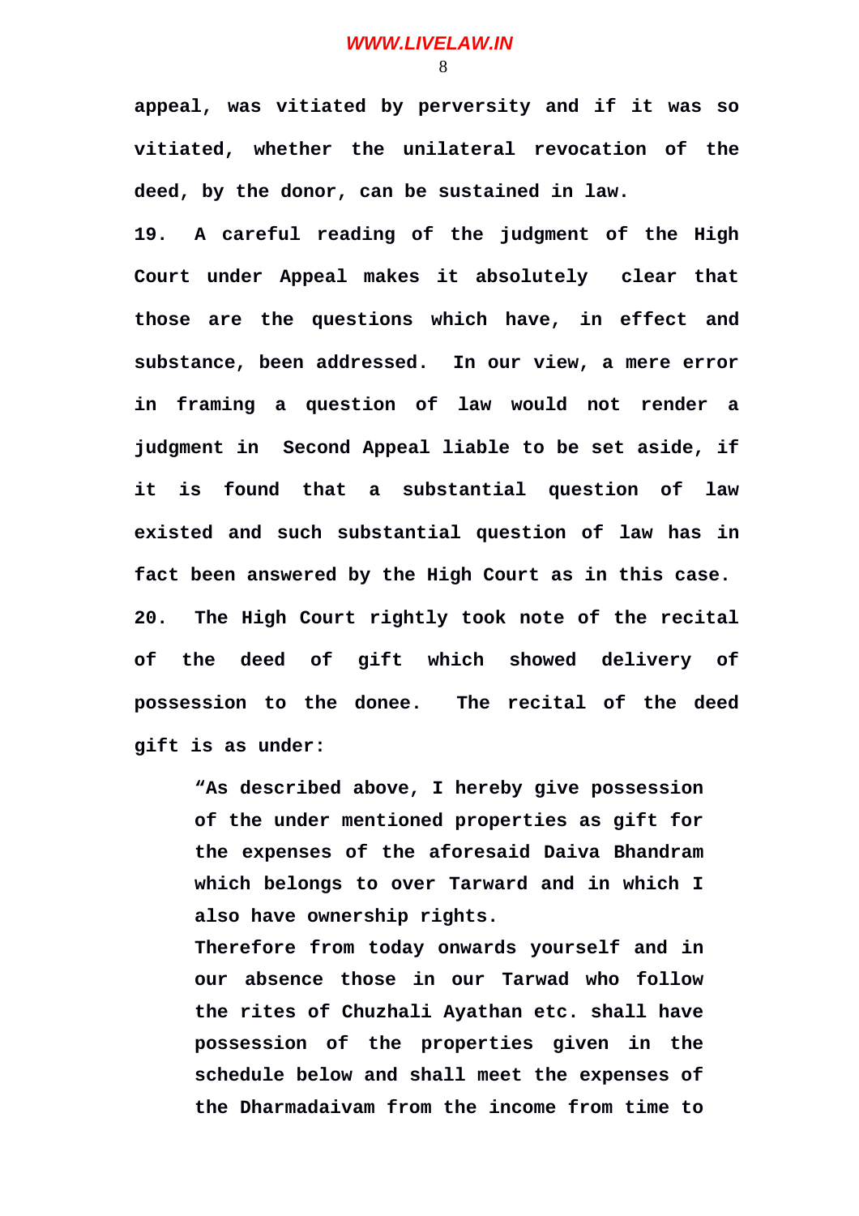appeal, was vitiated by perversity and if it was so vitiated, whether the unilateral revocation of the deed, by the donor, can be sustained in law.

19. A careful reading of the judgment of the High Court under Appeal makes it absolutely clear that those are the questions which have, in effect and substance, been addressed. In our view, a mere error in framing a question of law would not render a judgment in Second Appeal liable to be set aside, if it is found that a substantial question of law existed and such substantial question of law has in fact been answered by the High Court as in this case.

20. The High Court rightly took note of the recital of the deed of gift which showed delivery of possession to the donee. The recital of the deed gift is as under:

> "As described above, I hereby give possession of the under mentioned properties as gift for the expenses of the aforesaid Daiva Bhandram which belongs to over Tarward and in which I also have ownership rights.
>
> Therefore from today onwards yourself and in our absence those in our Tarwad who follow the rites of Chuzhali Ayathan etc. shall have possession of the properties given in the schedule below and shall meet the expenses of the Dharmadaivam from the income from time to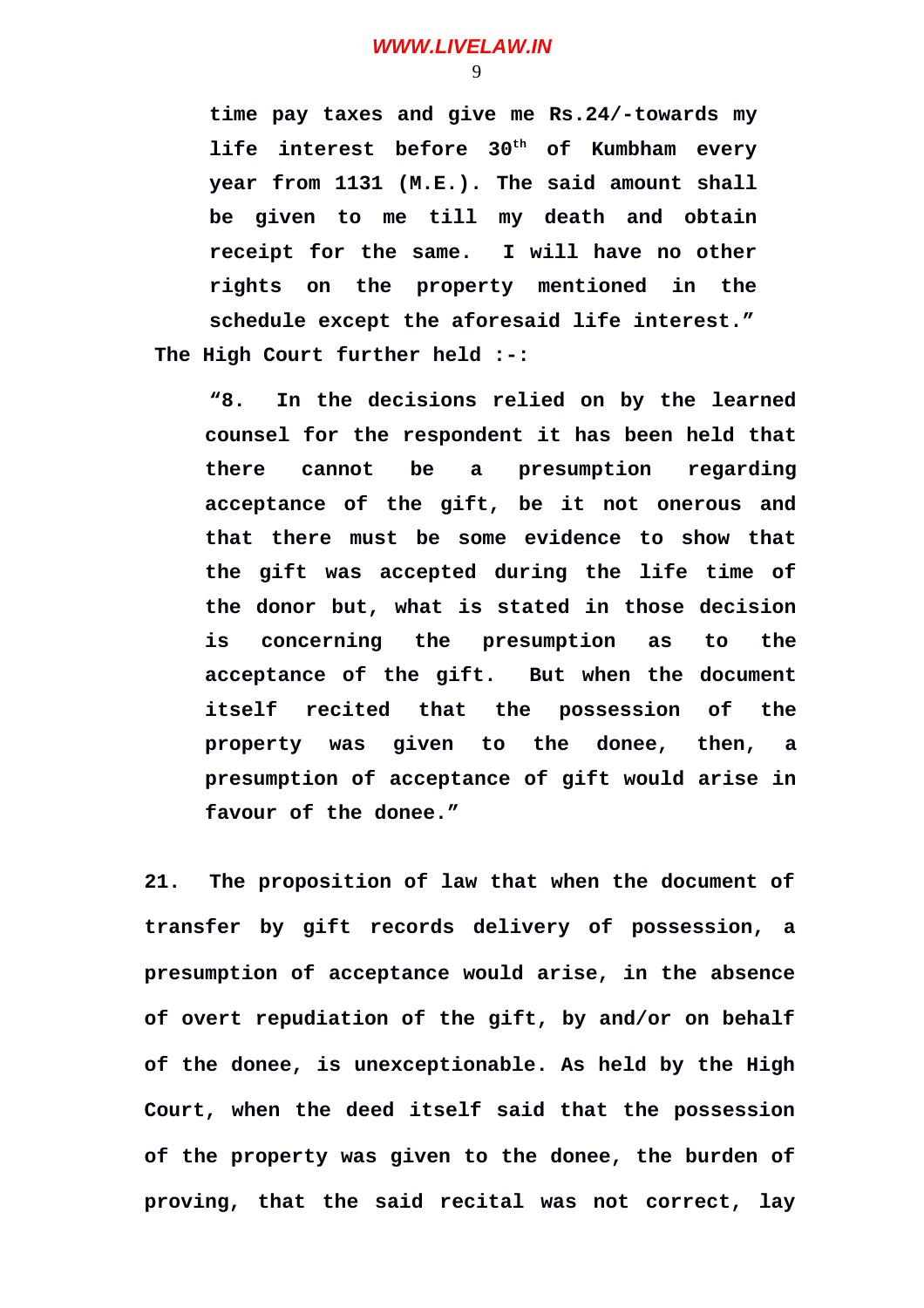> **time pay taxes and give me Rs.24/-towards my life interest before 30th of Kumbham every year from 1131 (M.E.). The said amount shall be given to me till my death and obtain receipt for the same. I will have no other rights on the property mentioned in the schedule except the aforesaid life interest."**

**The High Court further held :-:**

> **"8. In the decisions relied on by the learned counsel for the respondent it has been held that there cannot be a presumption regarding acceptance of the gift, be it not onerous and that there must be some evidence to show that the gift was accepted during the life time of the donor but, what is stated in those decision is concerning the presumption as to the acceptance of the gift. But when the document itself recited that the possession of the property was given to the donee, then, a presumption of acceptance of gift would arise in favour of the donee."**

**21. The proposition of law that when the document of transfer by gift records delivery of possession, a presumption of acceptance would arise, in the absence of overt repudiation of the gift, by and/or on behalf of the donee, is unexceptionable. As held by the High Court, when the deed itself said that the possession of the property was given to the donee, the burden of proving, that the said recital was not correct, lay**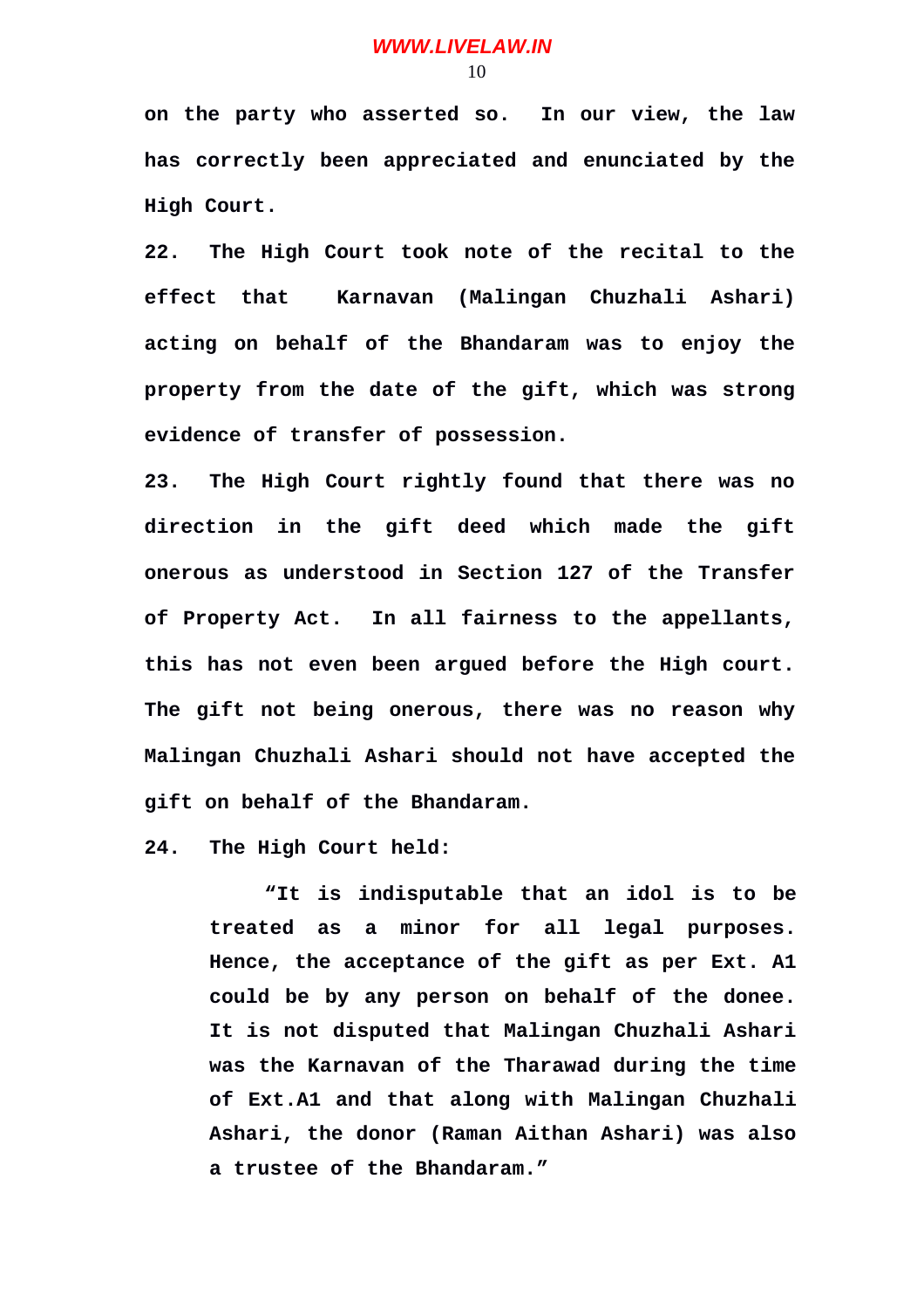on the party who asserted so. In our view, the law has correctly been appreciated and enunciated by the High Court.

22. The High Court took note of the recital to the effect that Karnavan (Malingan Chuzhali Ashari) acting on behalf of the Bhandaram was to enjoy the property from the date of the gift, which was strong evidence of transfer of possession.

23. The High Court rightly found that there was no direction in the gift deed which made the gift onerous as understood in Section 127 of the Transfer of Property Act. In all fairness to the appellants, this has not even been argued before the High court. The gift not being onerous, there was no reason why Malingan Chuzhali Ashari should not have accepted the gift on behalf of the Bhandaram.

24. The High Court held:

> "It is indisputable that an idol is to be treated as a minor for all legal purposes. Hence, the acceptance of the gift as per Ext. A1 could be by any person on behalf of the donee. It is not disputed that Malingan Chuzhali Ashari was the Karnavan of the Tharawad during the time of Ext.A1 and that along with Malingan Chuzhali Ashari, the donor (Raman Aithan Ashari) was also a trustee of the Bhandaram."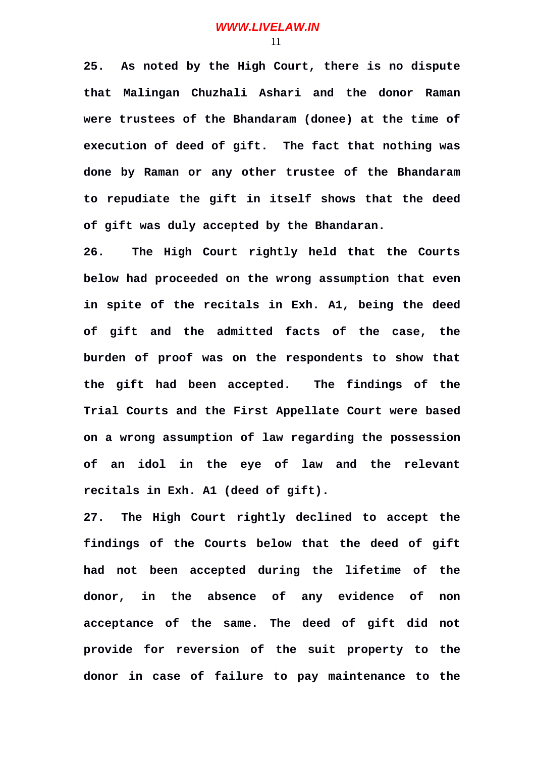**25. As noted by the High Court, there is no dispute that Malingan Chuzhali Ashari and the donor Raman were trustees of the Bhandaram (donee) at the time of execution of deed of gift. The fact that nothing was done by Raman or any other trustee of the Bhandaram to repudiate the gift in itself shows that the deed of gift was duly accepted by the Bhandaran.**

**26. The High Court rightly held that the Courts below had proceeded on the wrong assumption that even in spite of the recitals in Exh. A1, being the deed of gift and the admitted facts of the case, the burden of proof was on the respondents to show that the gift had been accepted. The findings of the Trial Courts and the First Appellate Court were based on a wrong assumption of law regarding the possession of an idol in the eye of law and the relevant recitals in Exh. A1 (deed of gift).**

**27. The High Court rightly declined to accept the findings of the Courts below that the deed of gift had not been accepted during the lifetime of the donor, in the absence of any evidence of non acceptance of the same. The deed of gift did not provide for reversion of the suit property to the donor in case of failure to pay maintenance to the**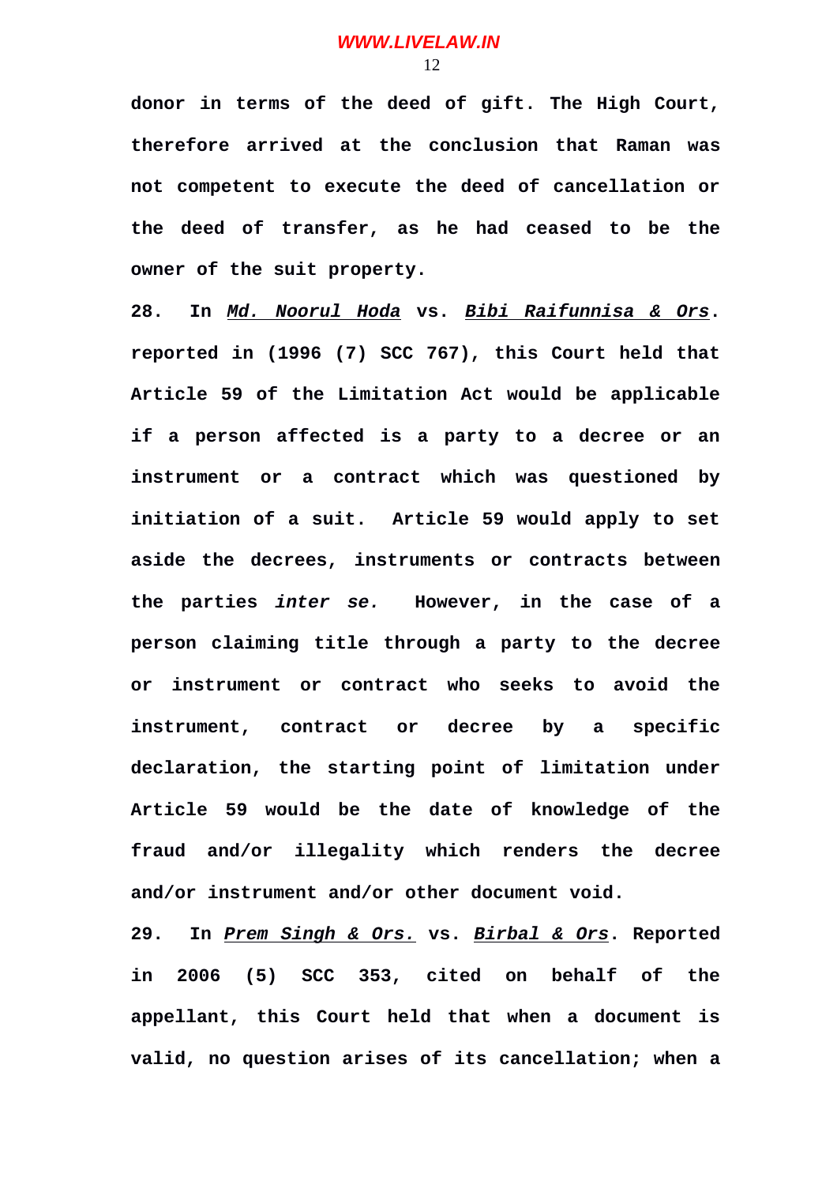**donor in terms of the deed of gift. The High Court, therefore arrived at the conclusion that Raman was not competent to execute the deed of cancellation or the deed of transfer, as he had ceased to be the owner of the suit property.**

**28. In *Md. Noorul Hoda* vs. *Bibi Raifunnisa & Ors*. reported in (1996 (7) SCC 767), this Court held that Article 59 of the Limitation Act would be applicable if a person affected is a party to a decree or an instrument or a contract which was questioned by initiation of a suit. Article 59 would apply to set aside the decrees, instruments or contracts between the parties *inter se.* However, in the case of a person claiming title through a party to the decree or instrument or contract who seeks to avoid the instrument, contract or decree by a specific declaration, the starting point of limitation under Article 59 would be the date of knowledge of the fraud and/or illegality which renders the decree and/or instrument and/or other document void.**

**29. In *Prem Singh & Ors.* vs. *Birbal & Ors*. Reported in 2006 (5) SCC 353, cited on behalf of the appellant, this Court held that when a document is valid, no question arises of its cancellation; when a**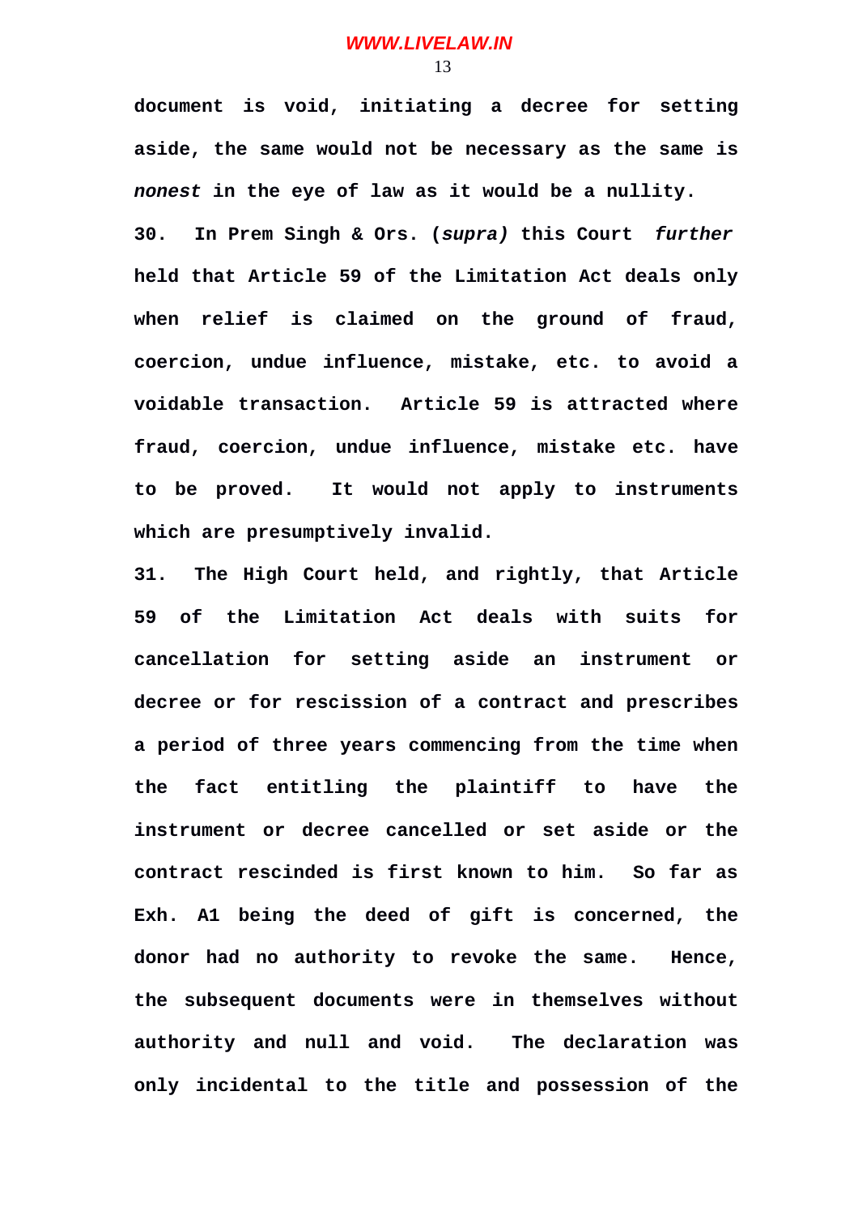**document is void, initiating a decree for setting aside, the same would not be necessary as the same is *nonest* in the eye of law as it would be a nullity.**

**30. In Prem Singh & Ors. (*supra)* this Court *further* held that Article 59 of the Limitation Act deals only when relief is claimed on the ground of fraud, coercion, undue influence, mistake, etc. to avoid a voidable transaction. Article 59 is attracted where fraud, coercion, undue influence, mistake etc. have to be proved. It would not apply to instruments which are presumptively invalid.**

**31. The High Court held, and rightly, that Article 59 of the Limitation Act deals with suits for cancellation for setting aside an instrument or decree or for rescission of a contract and prescribes a period of three years commencing from the time when the fact entitling the plaintiff to have the instrument or decree cancelled or set aside or the contract rescinded is first known to him. So far as Exh. A1 being the deed of gift is concerned, the donor had no authority to revoke the same. Hence, the subsequent documents were in themselves without authority and null and void. The declaration was only incidental to the title and possession of the**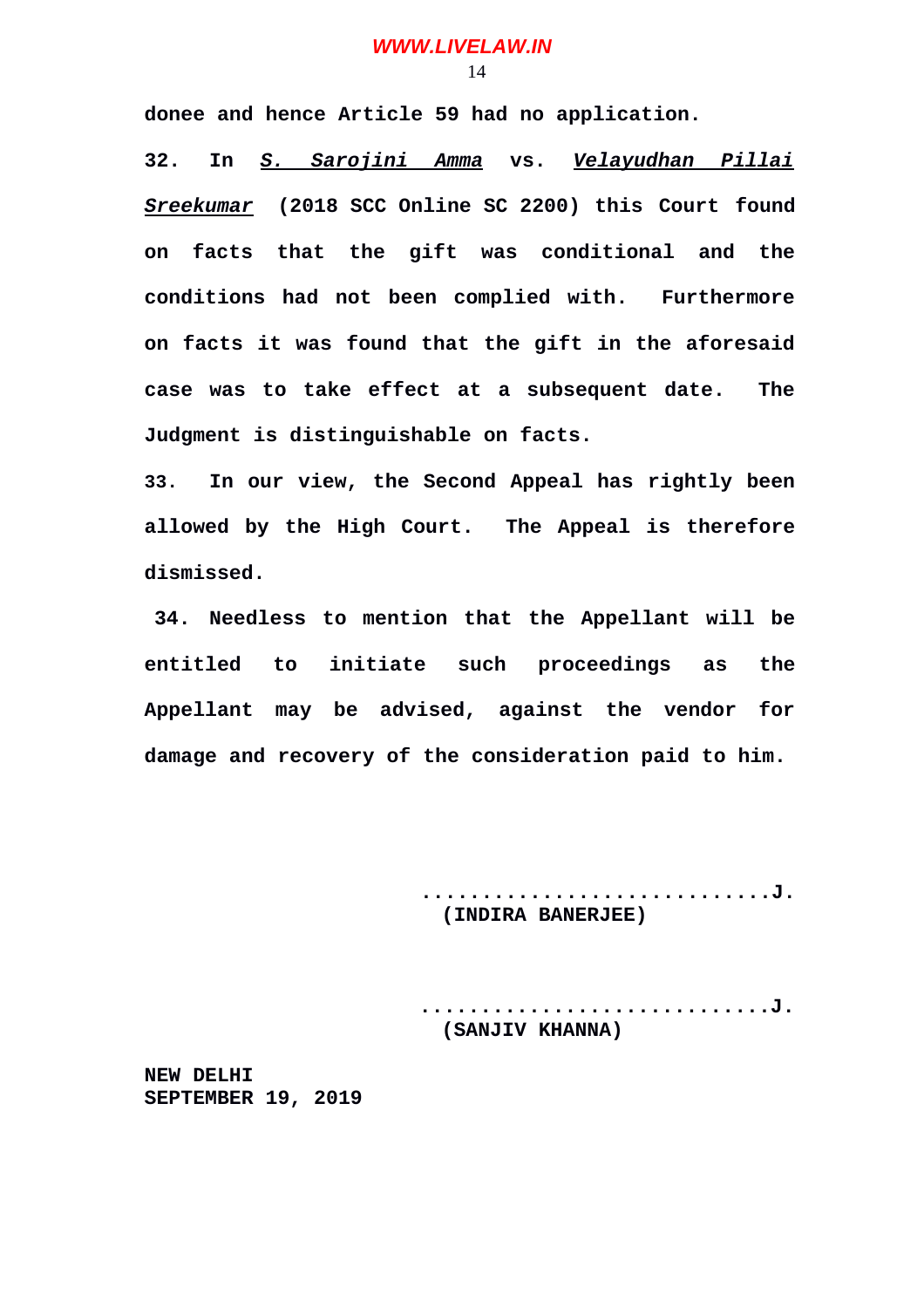**donee and hence Article 59 had no application.**

**32. In *S. Sarojini Amma* vs. *Velayudhan Pillai Sreekumar* (2018 SCC Online SC 2200) this Court found on facts that the gift was conditional and the conditions had not been complied with. Furthermore on facts it was found that the gift in the aforesaid case was to take effect at a subsequent date. The Judgment is distinguishable on facts.**

**33. In our view, the Second Appeal has rightly been allowed by the High Court. The Appeal is therefore dismissed.**

**34. Needless to mention that the Appellant will be entitled to initiate such proceedings as the Appellant may be advised, against the vendor for damage and recovery of the consideration paid to him.**

**.............................J.**
**(INDIRA BANERJEE)**

**.............................J.**
**(SANJIV KHANNA)**

**NEW DELHI**
**SEPTEMBER 19, 2019**